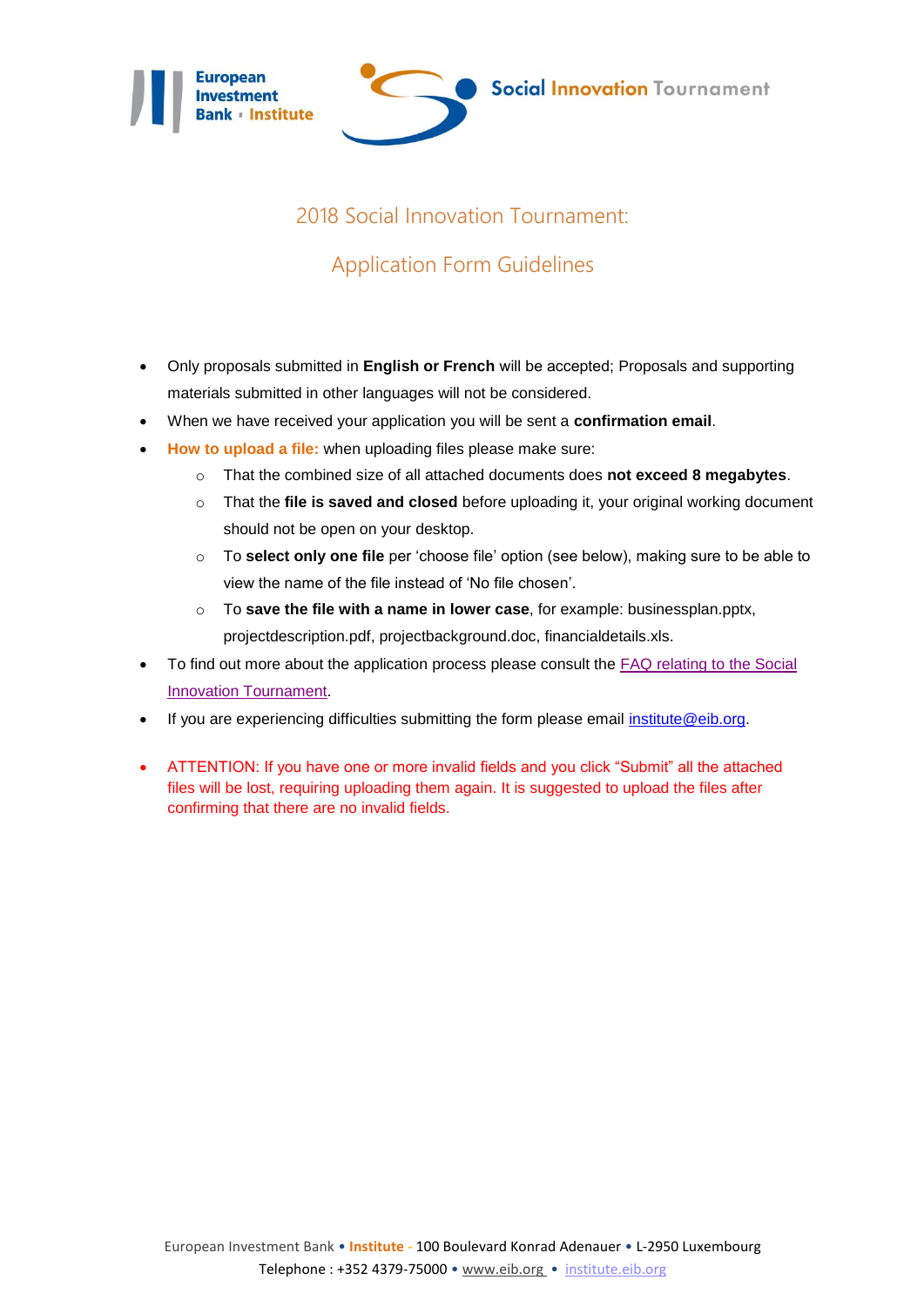# 2018 Social Innovation Tournament:

## Application Form Guidelines

- Only proposals submitted in **English or French** will be accepted; Proposals and supporting materials submitted in other languages will not be considered.
- When we have received your application you will be sent a **confirmation email**.
- **How to upload a file:** when uploading files please make sure:
  - That the combined size of all attached documents does **not exceed 8 megabytes**.
  - That the **file is saved and closed** before uploading it, your original working document should not be open on your desktop.
  - To **select only one file** per 'choose file' option (see below), making sure to be able to view the name of the file instead of 'No file chosen'.
  - To **save the file with a name in lower case**, for example: businessplan.pptx, projectdescription.pdf, projectbackground.doc, financialdetails.xls.
- To find out more about the application process please consult the FAQ relating to the Social Innovation Tournament.
- If you are experiencing difficulties submitting the form please email institute@eib.org.
- ATTENTION: If you have one or more invalid fields and you click "Submit" all the attached files will be lost, requiring uploading them again. It is suggested to upload the files after confirming that there are no invalid fields.

European Investment Bank • Institute - 100 Boulevard Konrad Adenauer • L-2950 Luxembourg
Telephone : +352 4379-75000 • www.eib.org • institute.eib.org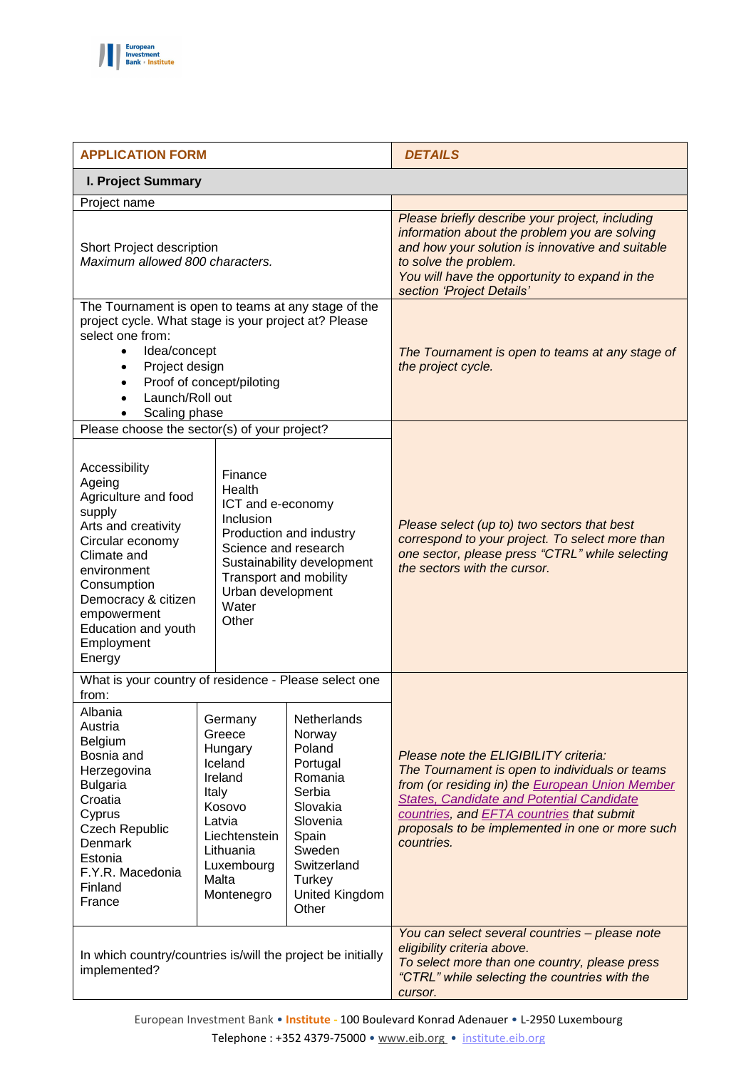| APPLICATION FORM | *DETAILS* |
|---|---|
| **I. Project Summary** | |
| Project name | |
| Short Project description<br>*Maximum allowed 800 characters.* | *Please briefly describe your project, including information about the problem you are solving and how your solution is innovative and suitable to solve the problem.*<br>*You will have the opportunity to expand in the section 'Project Details'* |
| The Tournament is open to teams at any stage of the project cycle. What stage is your project at? Please select one from:<br>• Idea/concept<br>• Project design<br>• Proof of concept/piloting<br>• Launch/Roll out<br>• Scaling phase | *The Tournament is open to teams at any stage of the project cycle.* |
| Please choose the sector(s) of your project?<br>Accessibility<br>Ageing<br>Agriculture and food supply<br>Arts and creativity<br>Circular economy<br>Climate and environment<br>Consumption<br>Democracy & citizen empowerment<br>Education and youth<br>Employment<br>Energy<br>Finance<br>Health<br>ICT and e-economy<br>Inclusion<br>Production and industry<br>Science and research<br>Sustainability development<br>Transport and mobility<br>Urban development<br>Water<br>Other | *Please select (up to) two sectors that best correspond to your project. To select more than one sector, please press "CTRL" while selecting the sectors with the cursor.* |
| What is your country of residence - Please select one from:<br>Albania<br>Austria<br>Belgium<br>Bosnia and Herzegovina<br>Bulgaria<br>Croatia<br>Cyprus<br>Czech Republic<br>Denmark<br>Estonia<br>F.Y.R. Macedonia<br>Finland<br>France<br>Germany<br>Greece<br>Hungary<br>Iceland<br>Ireland<br>Italy<br>Kosovo<br>Latvia<br>Liechtenstein<br>Lithuania<br>Luxembourg<br>Malta<br>Montenegro<br>Netherlands<br>Norway<br>Poland<br>Portugal<br>Romania<br>Serbia<br>Slovakia<br>Slovenia<br>Spain<br>Sweden<br>Switzerland<br>Turkey<br>United Kingdom<br>Other | *Please note the ELIGIBILITY criteria:*<br>*The Tournament is open to individuals or teams from (or residing in) the European Union Member States, Candidate and Potential Candidate countries, and EFTA countries that submit proposals to be implemented in one or more such countries.* |
| In which country/countries is/will the project be initially implemented? | *You can select several countries – please note eligibility criteria above.*<br>*To select more than one country, please press "CTRL" while selecting the countries with the cursor.* |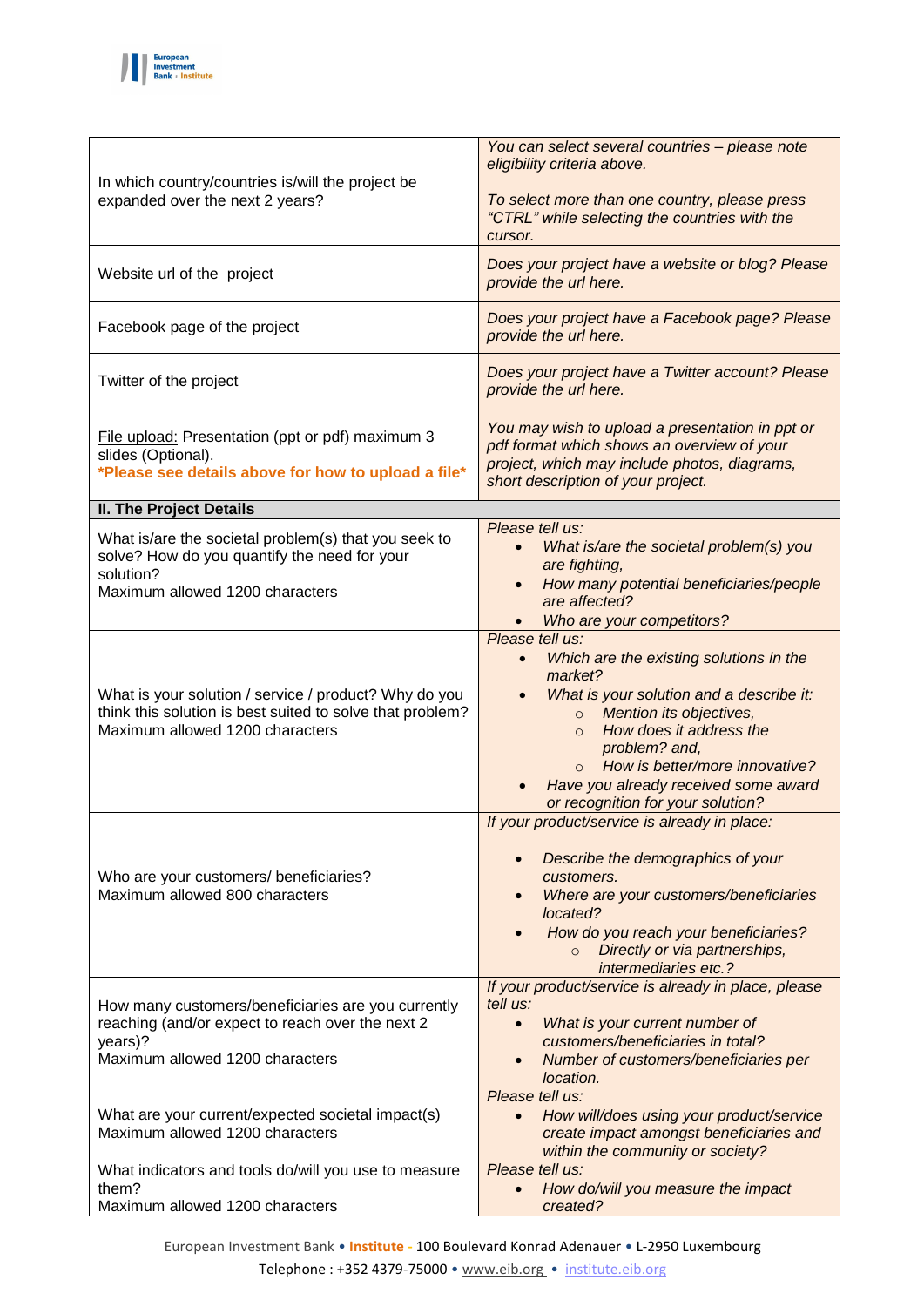| | |
|---|---|
| In which country/countries is/will the project be expanded over the next 2 years? | *You can select several countries – please note eligibility criteria above.*<br><br>*To select more than one country, please press "CTRL" while selecting the countries with the cursor.* |
| Website url of the project | *Does your project have a website or blog? Please provide the url here.* |
| Facebook page of the project | *Does your project have a Facebook page? Please provide the url here.* |
| Twitter of the project | *Does your project have a Twitter account? Please provide the url here.* |
| File upload: Presentation (ppt or pdf) maximum 3 slides (Optional).<br>**\*Please see details above for how to upload a file\*** | *You may wish to upload a presentation in ppt or pdf format which shows an overview of your project, which may include photos, diagrams, short description of your project.* |
| **II. The Project Details** | |
| What is/are the societal problem(s) that you seek to solve? How do you quantify the need for your solution?<br>Maximum allowed 1200 characters | *Please tell us:*<br>• *What is/are the societal problem(s) you are fighting,*<br>• *How many potential beneficiaries/people are affected?*<br>• *Who are your competitors?* |
| What is your solution / service / product? Why do you think this solution is best suited to solve that problem?<br>Maximum allowed 1200 characters | *Please tell us:*<br>• *Which are the existing solutions in the market?*<br>• *What is your solution and a describe it:*<br>  ○ *Mention its objectives,*<br>  ○ *How does it address the problem? and,*<br>  ○ *How is better/more innovative?*<br>• *Have you already received some award or recognition for your solution?* |
| Who are your customers/ beneficiaries?<br>Maximum allowed 800 characters | *If your product/service is already in place:*<br>• *Describe the demographics of your customers.*<br>• *Where are your customers/beneficiaries located?*<br>• *How do you reach your beneficiaries?*<br>  ○ *Directly or via partnerships, intermediaries etc.?* |
| How many customers/beneficiaries are you currently reaching (and/or expect to reach over the next 2 years)?<br>Maximum allowed 1200 characters | *If your product/service is already in place, please tell us:*<br>• *What is your current number of customers/beneficiaries in total?*<br>• *Number of customers/beneficiaries per location.* |
| What are your current/expected societal impact(s)<br>Maximum allowed 1200 characters | *Please tell us:*<br>• *How will/does using your product/service create impact amongst beneficiaries and within the community or society?* |
| What indicators and tools do/will you use to measure them?<br>Maximum allowed 1200 characters | *Please tell us:*<br>• *How do/will you measure the impact created?* |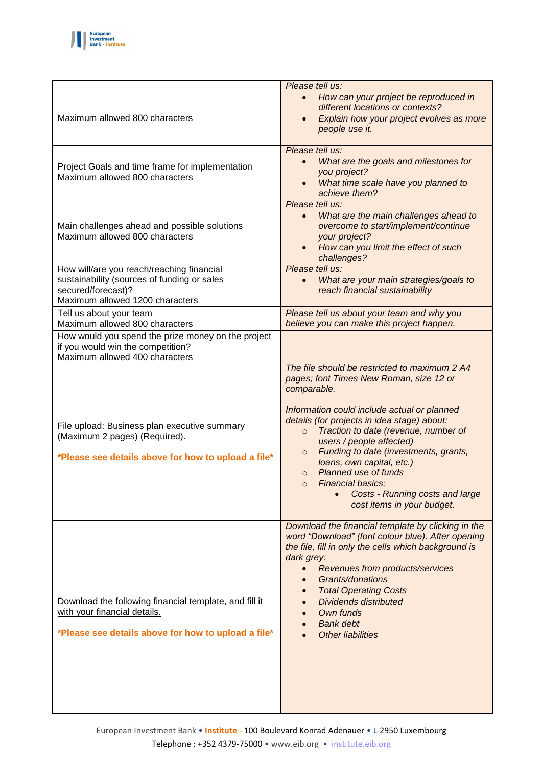| | |
|---|---|
| Maximum allowed 800 characters | *Please tell us:*<br>• *How can your project be reproduced in different locations or contexts?*<br>• *Explain how your project evolves as more people use it.* |
| Project Goals and time frame for implementation<br>Maximum allowed 800 characters | *Please tell us:*<br>• *What are the goals and milestones for you project?*<br>• *What time scale have you planned to achieve them?* |
| Main challenges ahead and possible solutions<br>Maximum allowed 800 characters | *Please tell us:*<br>• *What are the main challenges ahead to overcome to start/implement/continue your project?*<br>• *How can you limit the effect of such challenges?* |
| How will/are you reach/reaching financial sustainability (sources of funding or sales secured/forecast)?<br>Maximum allowed 1200 characters | *Please tell us:*<br>• *What are your main strategies/goals to reach financial sustainability* |
| Tell us about your team<br>Maximum allowed 800 characters | *Please tell us about your team and why you believe you can make this project happen.* |
| How would you spend the prize money on the project if you would win the competition?<br>Maximum allowed 400 characters | |
| File upload: Business plan executive summary (Maximum 2 pages) (Required).<br><br>**\*Please see details above for how to upload a file\*** | *The file should be restricted to maximum 2 A4 pages; font Times New Roman, size 12 or comparable.*<br><br>*Information could include actual or planned details (for projects in idea stage) about:*<br>○ *Traction to date (revenue, number of users / people affected)*<br>○ *Funding to date (investments, grants, loans, own capital, etc.)*<br>○ *Planned use of funds*<br>○ *Financial basics:*<br>  • *Costs - Running costs and large cost items in your budget.* |
| Download the following financial template, and fill it with your financial details.<br><br>**\*Please see details above for how to upload a file\*** | *Download the financial template by clicking in the word "Download" (font colour blue). After opening the file, fill in only the cells which background is dark grey:*<br>• *Revenues from products/services*<br>• *Grants/donations*<br>• *Total Operating Costs*<br>• *Dividends distributed*<br>• *Own funds*<br>• *Bank debt*<br>• *Other liabilities* |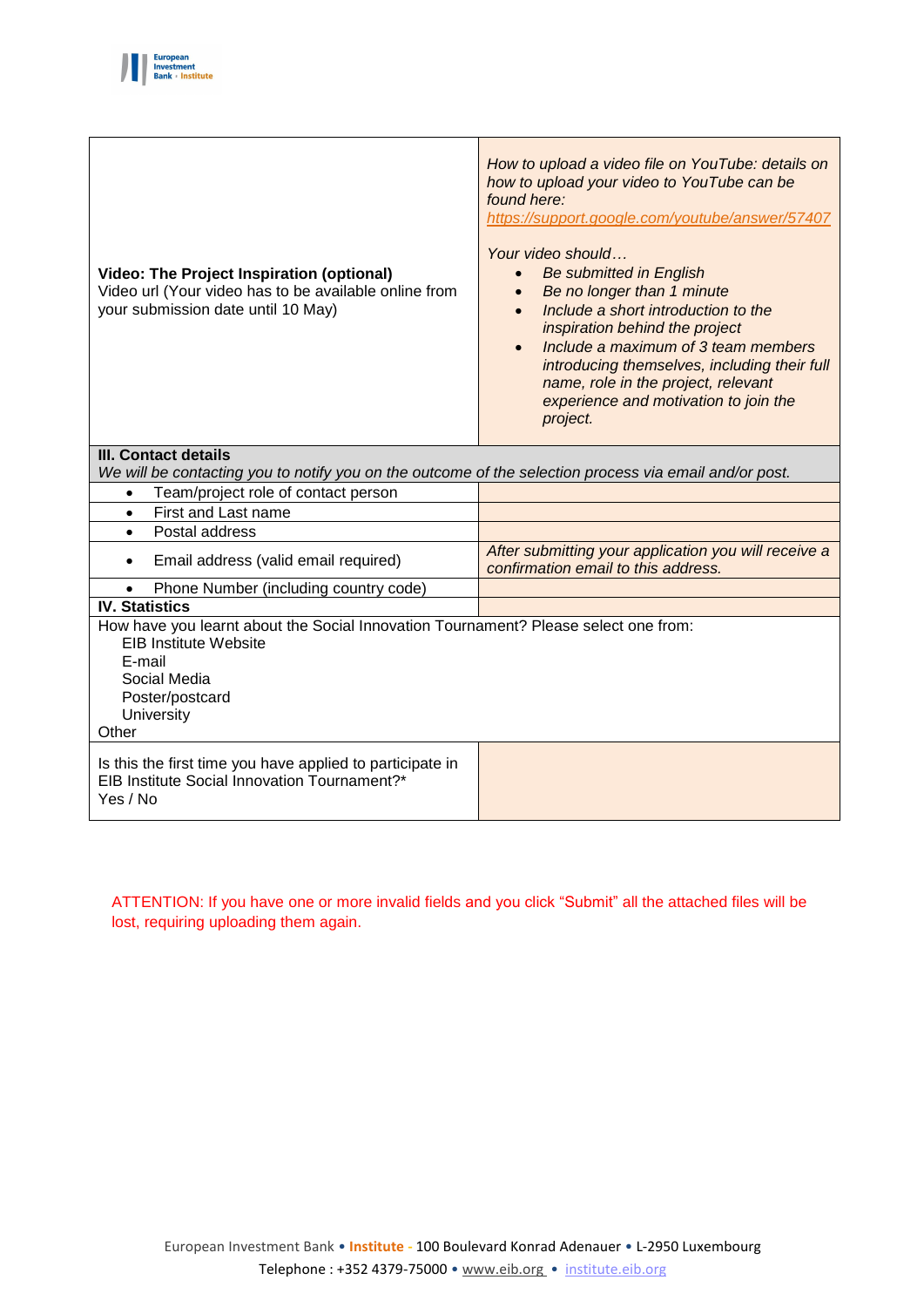| | |
|---|---|
| **Video: The Project Inspiration (optional)**<br>Video url (Your video has to be available online from your submission date until 10 May) | *How to upload a video file on YouTube: details on how to upload your video to YouTube can be found here:*<br>*https://support.google.com/youtube/answer/57407*<br><br>*Your video should…*<br>• *Be submitted in English*<br>• *Be no longer than 1 minute*<br>• *Include a short introduction to the inspiration behind the project*<br>• *Include a maximum of 3 team members introducing themselves, including their full name, role in the project, relevant experience and motivation to join the project.* |
| **III. Contact details**<br>*We will be contacting you to notify you on the outcome of the selection process via email and/or post.* | |
| • Team/project role of contact person | |
| • First and Last name | |
| • Postal address | |
| • Email address (valid email required) | *After submitting your application you will receive a confirmation email to this address.* |
| • Phone Number (including country code) | |
| **IV. Statistics** | |
| How have you learnt about the Social Innovation Tournament? Please select one from:<br>EIB Institute Website<br>E-mail<br>Social Media<br>Poster/postcard<br>University<br>Other | |
| Is this the first time you have applied to participate in EIB Institute Social Innovation Tournament?*<br>Yes / No | |

ATTENTION: If you have one or more invalid fields and you click "Submit" all the attached files will be lost, requiring uploading them again.